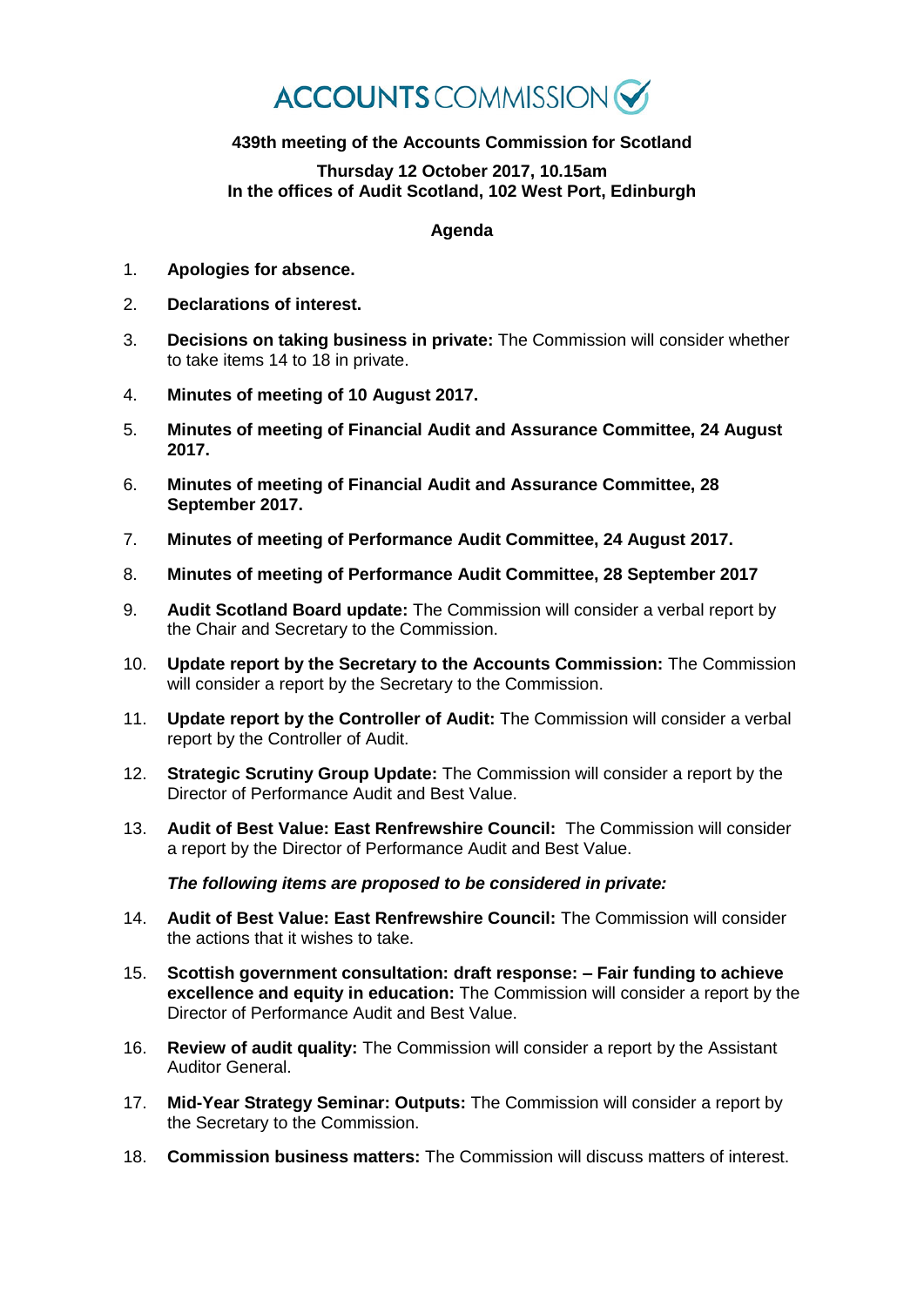# ACCOUNTS COMMISSION

**439th meeting of the Accounts Commission for Scotland**

**Thursday 12 October 2017, 10.15am**
**In the offices of Audit Scotland, 102 West Port, Edinburgh**

## Agenda

1. **Apologies for absence.**
2. **Declarations of interest.**
3. **Decisions on taking business in private:** The Commission will consider whether to take items 14 to 18 in private.
4. **Minutes of meeting of 10 August 2017.**
5. **Minutes of meeting of Financial Audit and Assurance Committee, 24 August 2017.**
6. **Minutes of meeting of Financial Audit and Assurance Committee, 28 September 2017.**
7. **Minutes of meeting of Performance Audit Committee, 24 August 2017.**
8. **Minutes of meeting of Performance Audit Committee, 28 September 2017**
9. **Audit Scotland Board update:** The Commission will consider a verbal report by the Chair and Secretary to the Commission.
10. **Update report by the Secretary to the Accounts Commission:** The Commission will consider a report by the Secretary to the Commission.
11. **Update report by the Controller of Audit:** The Commission will consider a verbal report by the Controller of Audit.
12. **Strategic Scrutiny Group Update:** The Commission will consider a report by the Director of Performance Audit and Best Value.
13. **Audit of Best Value: East Renfrewshire Council:** The Commission will consider a report by the Director of Performance Audit and Best Value.

    ***The following items are proposed to be considered in private:***

14. **Audit of Best Value: East Renfrewshire Council:** The Commission will consider the actions that it wishes to take.
15. **Scottish government consultation: draft response: – Fair funding to achieve excellence and equity in education:** The Commission will consider a report by the Director of Performance Audit and Best Value.
16. **Review of audit quality:** The Commission will consider a report by the Assistant Auditor General.
17. **Mid-Year Strategy Seminar: Outputs:** The Commission will consider a report by the Secretary to the Commission.
18. **Commission business matters:** The Commission will discuss matters of interest.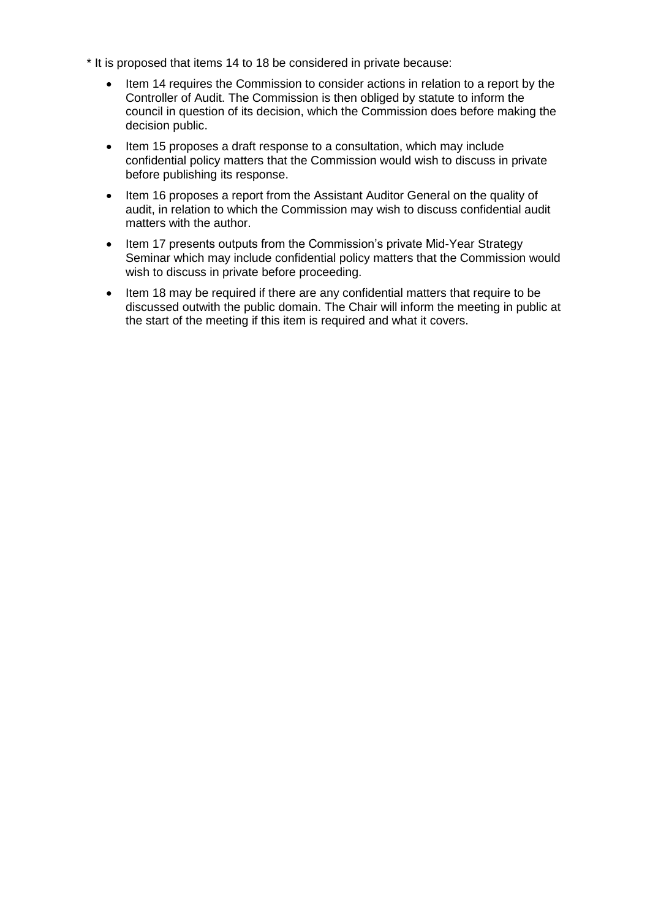* It is proposed that items 14 to 18 be considered in private because:

- Item 14 requires the Commission to consider actions in relation to a report by the Controller of Audit. The Commission is then obliged by statute to inform the council in question of its decision, which the Commission does before making the decision public.
- Item 15 proposes a draft response to a consultation, which may include confidential policy matters that the Commission would wish to discuss in private before publishing its response.
- Item 16 proposes a report from the Assistant Auditor General on the quality of audit, in relation to which the Commission may wish to discuss confidential audit matters with the author.
- Item 17 presents outputs from the Commission's private Mid-Year Strategy Seminar which may include confidential policy matters that the Commission would wish to discuss in private before proceeding.
- Item 18 may be required if there are any confidential matters that require to be discussed outwith the public domain. The Chair will inform the meeting in public at the start of the meeting if this item is required and what it covers.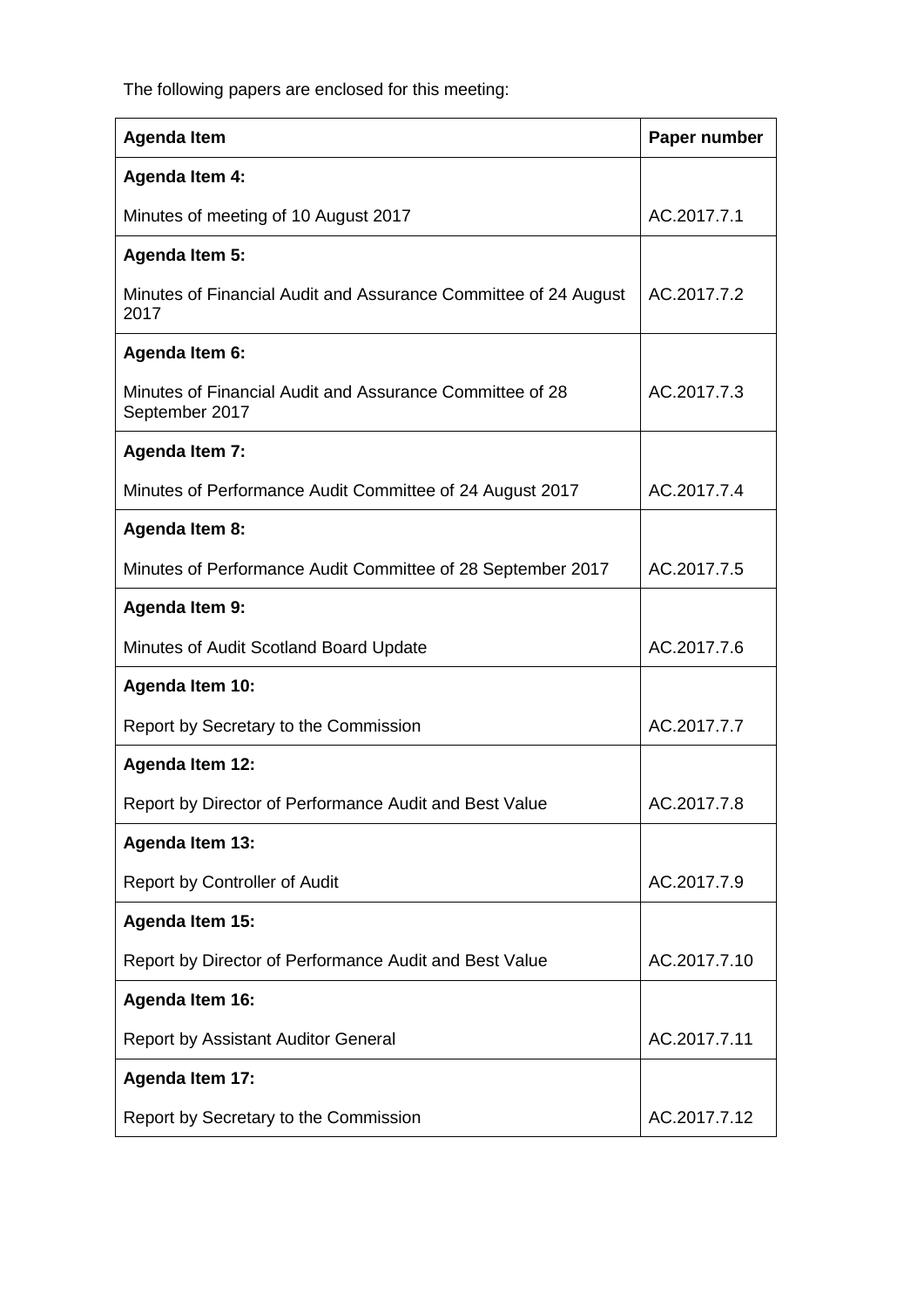The following papers are enclosed for this meeting:

| Agenda Item | Paper number |
|---|---|
| **Agenda Item 4:**<br>Minutes of meeting of 10 August 2017 | AC.2017.7.1 |
| **Agenda Item 5:**<br>Minutes of Financial Audit and Assurance Committee of 24 August 2017 | AC.2017.7.2 |
| **Agenda Item 6:**<br>Minutes of Financial Audit and Assurance Committee of 28 September 2017 | AC.2017.7.3 |
| **Agenda Item 7:**<br>Minutes of Performance Audit Committee of 24 August 2017 | AC.2017.7.4 |
| **Agenda Item 8:**<br>Minutes of Performance Audit Committee of 28 September 2017 | AC.2017.7.5 |
| **Agenda Item 9:**<br>Minutes of Audit Scotland Board Update | AC.2017.7.6 |
| **Agenda Item 10:**<br>Report by Secretary to the Commission | AC.2017.7.7 |
| **Agenda Item 12:**<br>Report by Director of Performance Audit and Best Value | AC.2017.7.8 |
| **Agenda Item 13:**<br>Report by Controller of Audit | AC.2017.7.9 |
| **Agenda Item 15:**<br>Report by Director of Performance Audit and Best Value | AC.2017.7.10 |
| **Agenda Item 16:**<br>Report by Assistant Auditor General | AC.2017.7.11 |
| **Agenda Item 17:**<br>Report by Secretary to the Commission | AC.2017.7.12 |